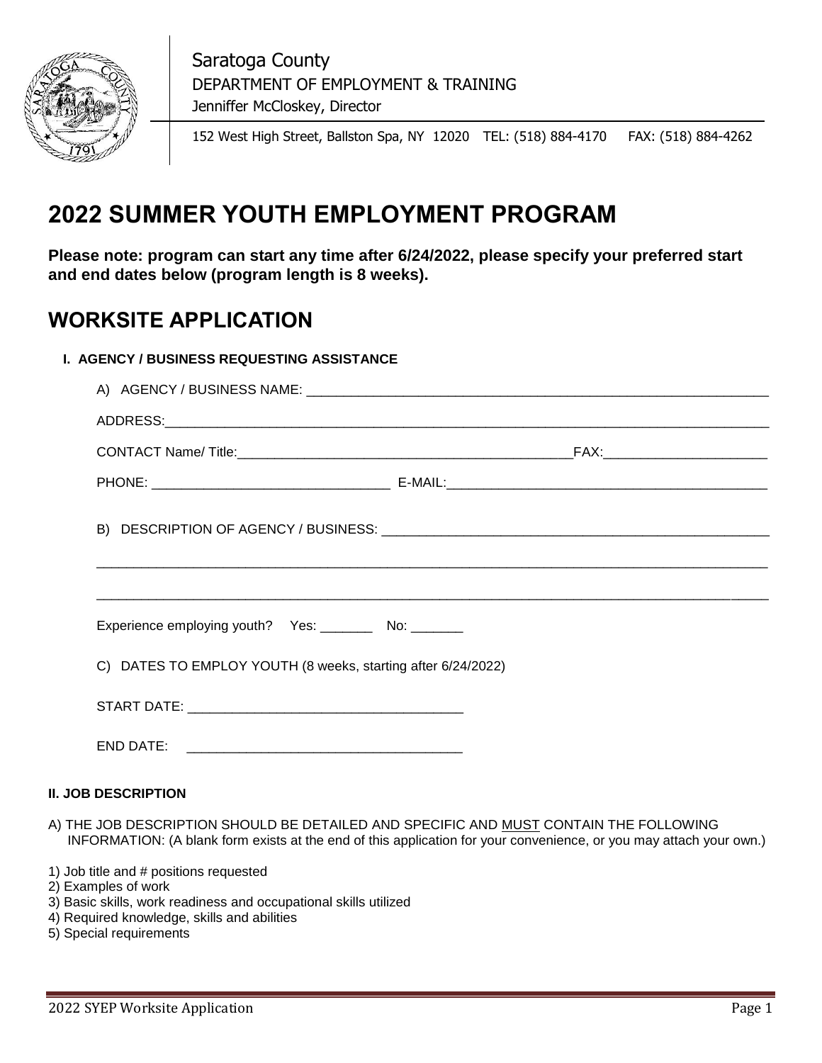Saratoga County
DEPARTMENT OF EMPLOYMENT & TRAINING
Jenniffer McCloskey, Director

152 West High Street, Ballston Spa, NY 12020 TEL: (518) 884-4170 FAX: (518) 884-4262

# 2022 SUMMER YOUTH EMPLOYMENT PROGRAM

**Please note: program can start any time after 6/24/2022, please specify your preferred start and end dates below (program length is 8 weeks).**

# WORKSITE APPLICATION

**I. AGENCY / BUSINESS REQUESTING ASSISTANCE**

A) AGENCY / BUSINESS NAME: ______________________________________________

ADDRESS: ______________________________________________

CONTACT Name/ Title: ______________________________ FAX: ____________________

PHONE: ______________________ E-MAIL: ______________________________

B) DESCRIPTION OF AGENCY / BUSINESS: ______________________________________________

______________________________________________

______________________________________________

Experience employing youth? Yes: _______ No: _______

C) DATES TO EMPLOY YOUTH (8 weeks, starting after 6/24/2022)

START DATE: ______________________________

END DATE: ______________________________

**II. JOB DESCRIPTION**

A) THE JOB DESCRIPTION SHOULD BE DETAILED AND SPECIFIC AND MUST CONTAIN THE FOLLOWING INFORMATION: (A blank form exists at the end of this application for your convenience, or you may attach your own.)

1) Job title and # positions requested
2) Examples of work
3) Basic skills, work readiness and occupational skills utilized
4) Required knowledge, skills and abilities
5) Special requirements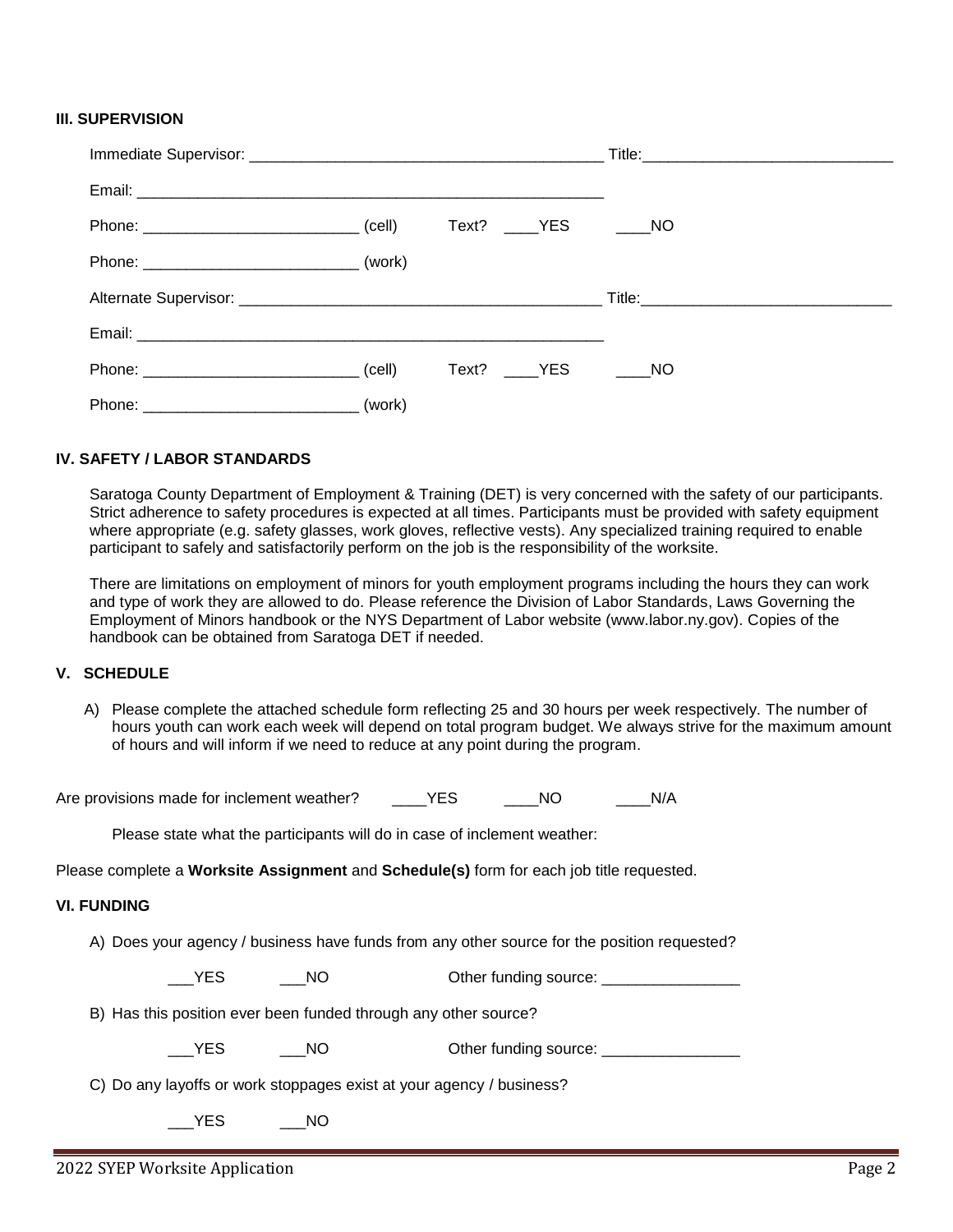### III. SUPERVISION

Immediate Supervisor: __________________________________________ Title:______________________________

Email: __________________________________________________________

Phone: _________________________ (cell)  Text? ____YES  ____NO

Phone: _________________________ (work)

Alternate Supervisor: __________________________________________ Title:______________________________

Email: __________________________________________________________

Phone: _________________________ (cell)  Text? ____YES  ____NO

Phone: _________________________ (work)

### IV. SAFETY / LABOR STANDARDS

Saratoga County Department of Employment & Training (DET) is very concerned with the safety of our participants. Strict adherence to safety procedures is expected at all times. Participants must be provided with safety equipment where appropriate (e.g. safety glasses, work gloves, reflective vests). Any specialized training required to enable participant to safely and satisfactorily perform on the job is the responsibility of the worksite.

There are limitations on employment of minors for youth employment programs including the hours they can work and type of work they are allowed to do. Please reference the Division of Labor Standards, Laws Governing the Employment of Minors handbook or the NYS Department of Labor website (www.labor.ny.gov). Copies of the handbook can be obtained from Saratoga DET if needed.

### V. SCHEDULE

A) Please complete the attached schedule form reflecting 25 and 30 hours per week respectively. The number of hours youth can work each week will depend on total program budget. We always strive for the maximum amount of hours and will inform if we need to reduce at any point during the program.

Are provisions made for inclement weather?  ____YES  ____NO  ____N/A

Please state what the participants will do in case of inclement weather:

Please complete a **Worksite Assignment** and **Schedule(s)** form for each job title requested.

### VI. FUNDING

A) Does your agency / business have funds from any other source for the position requested?

___YES  ___NO  Other funding source: ________________

B) Has this position ever been funded through any other source?

___YES  ___NO  Other funding source: ________________

C) Do any layoffs or work stoppages exist at your agency / business?

___YES  ___NO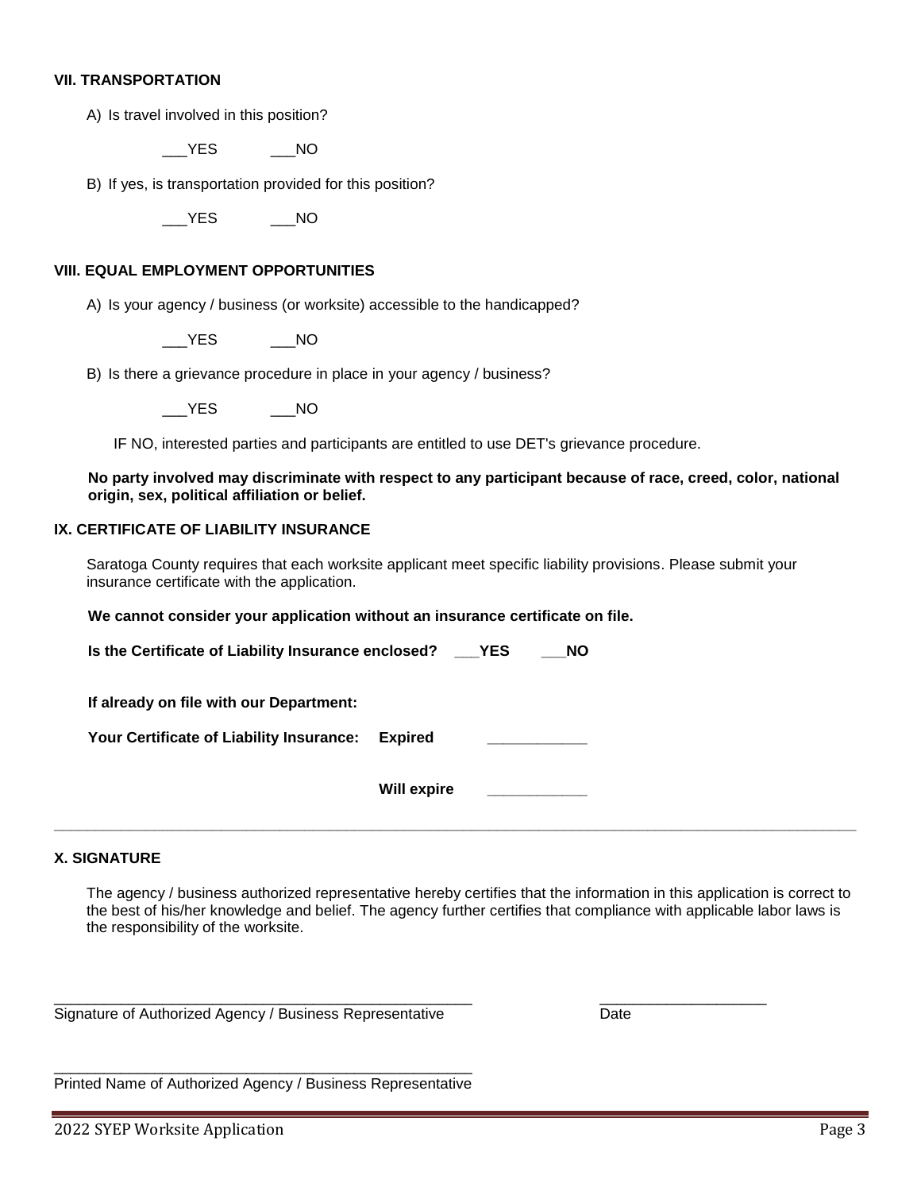### VII. TRANSPORTATION

A) Is travel involved in this position?

___YES ___NO

B) If yes, is transportation provided for this position?

___YES ___NO

### VIII. EQUAL EMPLOYMENT OPPORTUNITIES

A) Is your agency / business (or worksite) accessible to the handicapped?

___YES ___NO

B) Is there a grievance procedure in place in your agency / business?

___YES ___NO

IF NO, interested parties and participants are entitled to use DET's grievance procedure.

**No party involved may discriminate with respect to any participant because of race, creed, color, national origin, sex, political affiliation or belief.**

### IX. CERTIFICATE OF LIABILITY INSURANCE

Saratoga County requires that each worksite applicant meet specific liability provisions. Please submit your insurance certificate with the application.

**We cannot consider your application without an insurance certificate on file.**

**Is the Certificate of Liability Insurance enclosed? ___YES ___NO**

**If already on file with our Department:**

**Your Certificate of Liability Insurance: Expired ____________**

**Will expire ____________**

---

### X. SIGNATURE

The agency / business authorized representative hereby certifies that the information in this application is correct to the best of his/her knowledge and belief. The agency further certifies that compliance with applicable labor laws is the responsibility of the worksite.

_____________________________________________________ ____________________

Signature of Authorized Agency / Business Representative Date

_____________________________________________________

Printed Name of Authorized Agency / Business Representative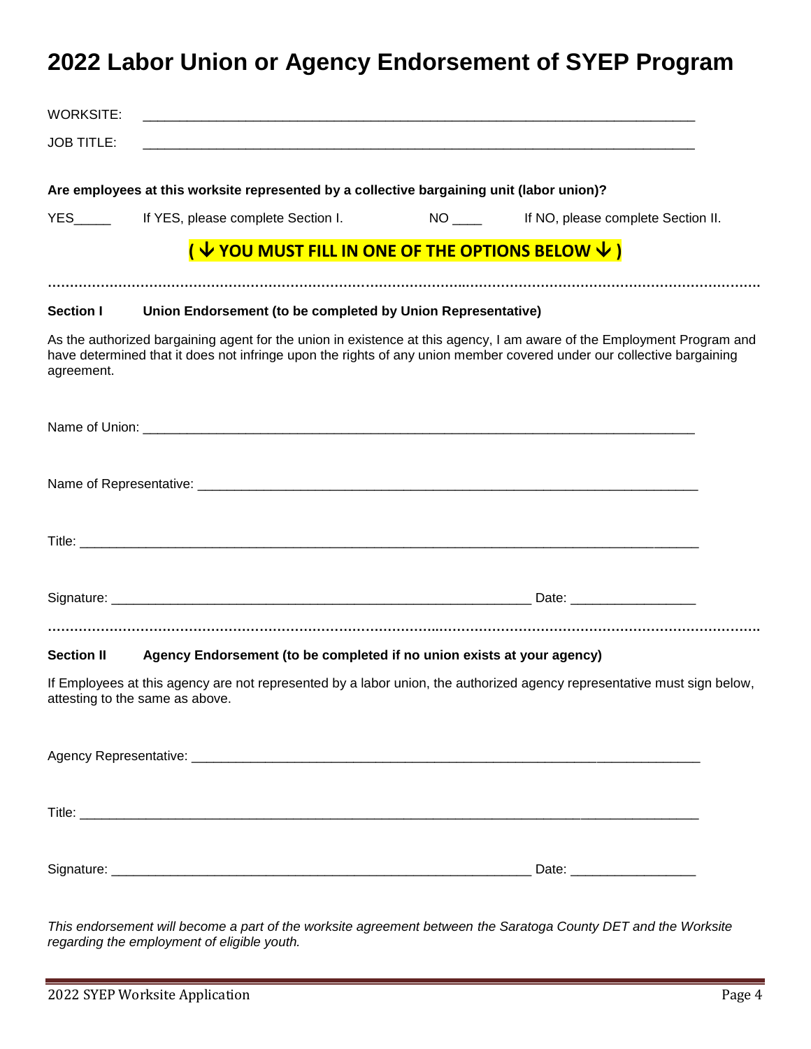# 2022 Labor Union or Agency Endorsement of SYEP Program

WORKSITE: ___________________________________________________________________________

JOB TITLE: ___________________________________________________________________________

**Are employees at this worksite represented by a collective bargaining unit (labor union)?**

YES_____ If YES, please complete Section I. NO ____ If NO, please complete Section II.

**( ↓ YOU MUST FILL IN ONE OF THE OPTIONS BELOW ↓ )**

---

**Section I Union Endorsement (to be completed by Union Representative)**

As the authorized bargaining agent for the union in existence at this agency, I am aware of the Employment Program and have determined that it does not infringe upon the rights of any union member covered under our collective bargaining agreement.

Name of Union: ___________________________________________________________________________

Name of Representative: ___________________________________________________________________

Title: _________________________________________________________________________________

Signature: ________________________________________________________ Date: _________________

---

**Section II Agency Endorsement (to be completed if no union exists at your agency)**

If Employees at this agency are not represented by a labor union, the authorized agency representative must sign below, attesting to the same as above.

Agency Representative: ____________________________________________________________________

Title: _________________________________________________________________________________

Signature: ________________________________________________________ Date: _________________

*This endorsement will become a part of the worksite agreement between the Saratoga County DET and the Worksite regarding the employment of eligible youth.*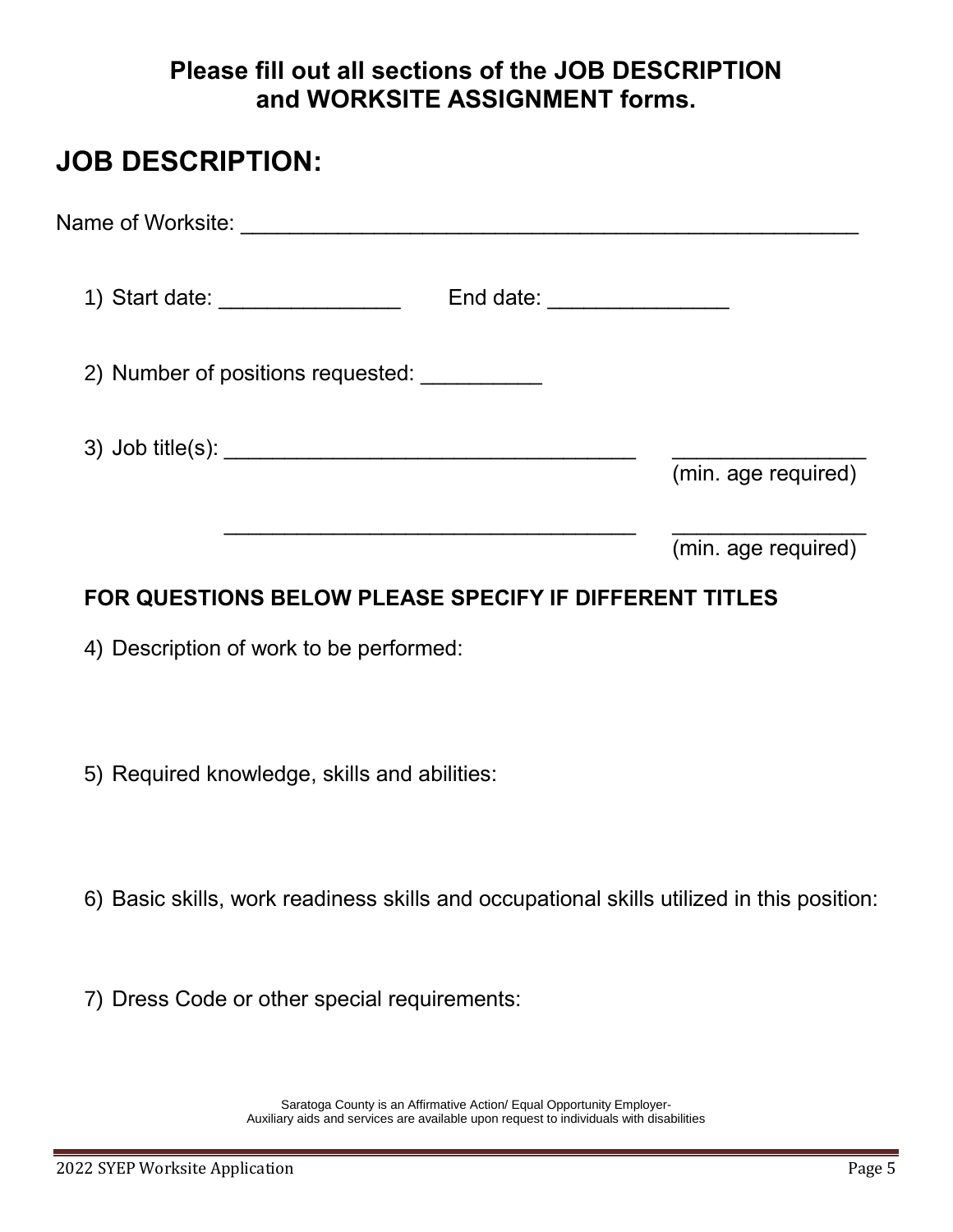**Please fill out all sections of the JOB DESCRIPTION and WORKSITE ASSIGNMENT forms.**

## JOB DESCRIPTION:

Name of Worksite: ___________________________________________________

1) Start date: _______________ End date: _______________

2) Number of positions requested: __________

3) Job title(s): __________________________________ _______________
(min. age required)

__________________________________ _______________
(min. age required)

**FOR QUESTIONS BELOW PLEASE SPECIFY IF DIFFERENT TITLES**

4) Description of work to be performed:

5) Required knowledge, skills and abilities:

6) Basic skills, work readiness skills and occupational skills utilized in this position:

7) Dress Code or other special requirements:

Saratoga County is an Affirmative Action/ Equal Opportunity Employer-
Auxiliary aids and services are available upon request to individuals with disabilities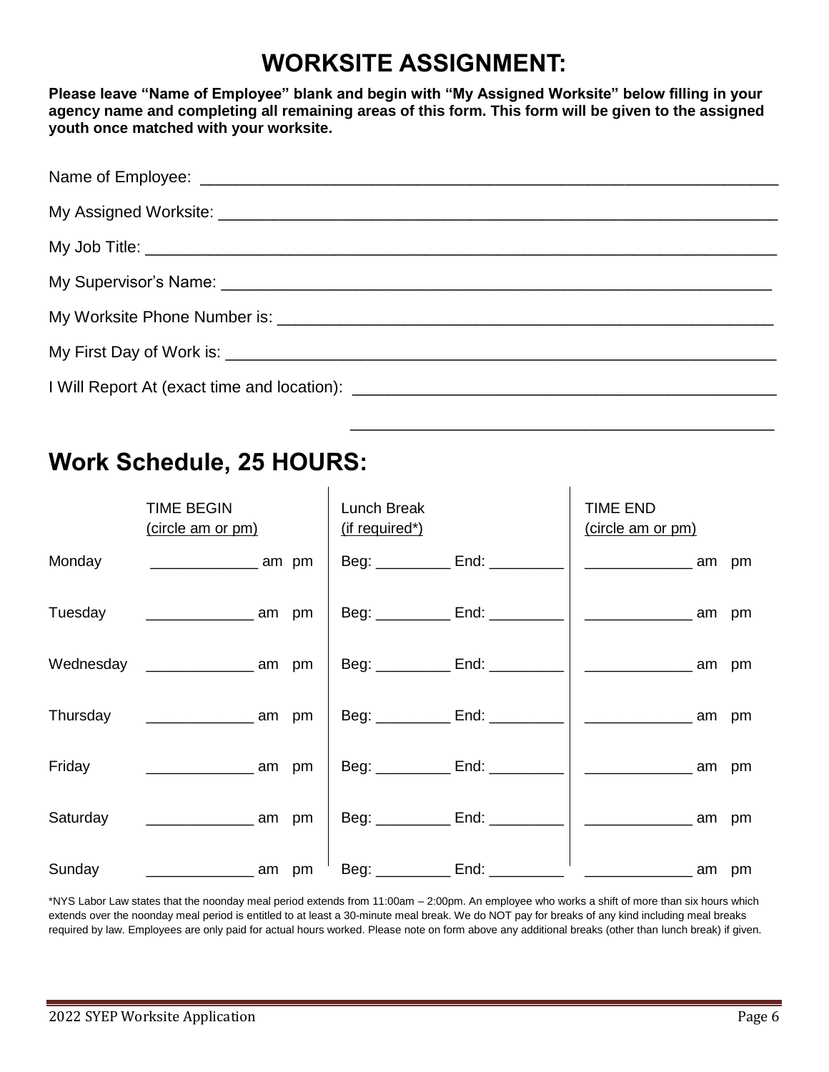# WORKSITE ASSIGNMENT:

**Please leave "Name of Employee" blank and begin with "My Assigned Worksite" below filling in your agency name and completing all remaining areas of this form. This form will be given to the assigned youth once matched with your worksite.**

Name of Employee: ___________________________________________________________

My Assigned Worksite: ________________________________________________________

My Job Title: _______________________________________________________________

My Supervisor's Name: _______________________________________________________

My Worksite Phone Number is: _________________________________________________

My First Day of Work is: ______________________________________________________

I Will Report At (exact time and location): _____________________________________

_____________________________________

## Work Schedule, 25 HOURS:

| | TIME BEGIN (circle am or pm) | Lunch Break (if required*) | TIME END (circle am or pm) |
|---|---|---|---|
| Monday | ____________ am pm | Beg: ________ End: ________ | ____________ am pm |
| Tuesday | ____________ am pm | Beg: ________ End: ________ | ____________ am pm |
| Wednesday | ____________ am pm | Beg: ________ End: ________ | ____________ am pm |
| Thursday | ____________ am pm | Beg: ________ End: ________ | ____________ am pm |
| Friday | ____________ am pm | Beg: ________ End: ________ | ____________ am pm |
| Saturday | ____________ am pm | Beg: ________ End: ________ | ____________ am pm |
| Sunday | ____________ am pm | Beg: ________ End: ________ | ____________ am pm |

*NYS Labor Law states that the noonday meal period extends from 11:00am – 2:00pm. An employee who works a shift of more than six hours which extends over the noonday meal period is entitled to at least a 30-minute meal break. We do NOT pay for breaks of any kind including meal breaks required by law. Employees are only paid for actual hours worked. Please note on form above any additional breaks (other than lunch break) if given.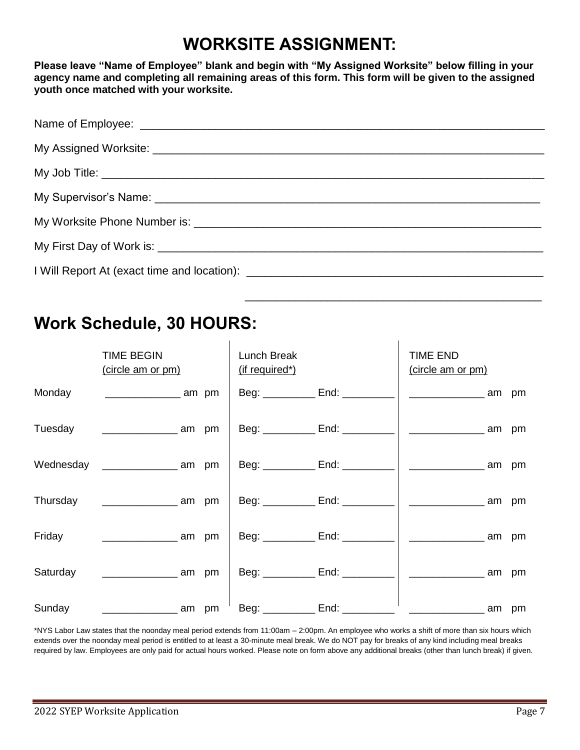# WORKSITE ASSIGNMENT:

**Please leave "Name of Employee" blank and begin with "My Assigned Worksite" below filling in your agency name and completing all remaining areas of this form. This form will be given to the assigned youth once matched with your worksite.**

Name of Employee: ______________________________________________________________

My Assigned Worksite: ____________________________________________________________

My Job Title: ____________________________________________________________________

My Supervisor's Name: ___________________________________________________________

My Worksite Phone Number is: ______________________________________________________

My First Day of Work is: __________________________________________________________

I Will Report At (exact time and location): ___________________________________________

______________________________________________

## Work Schedule, 30 HOURS:

| | TIME BEGIN (circle am or pm) | Lunch Break (if required*) | TIME END (circle am or pm) |
|---|---|---|---|
| Monday | _____________ am pm | Beg: _________ End: _________ | _____________ am pm |
| Tuesday | _____________ am pm | Beg: _________ End: _________ | _____________ am pm |
| Wednesday | _____________ am pm | Beg: _________ End: _________ | _____________ am pm |
| Thursday | _____________ am pm | Beg: _________ End: _________ | _____________ am pm |
| Friday | _____________ am pm | Beg: _________ End: _________ | _____________ am pm |
| Saturday | _____________ am pm | Beg: _________ End: _________ | _____________ am pm |
| Sunday | _____________ am pm | Beg: _________ End: _________ | _____________ am pm |

*NYS Labor Law states that the noonday meal period extends from 11:00am – 2:00pm. An employee who works a shift of more than six hours which extends over the noonday meal period is entitled to at least a 30-minute meal break. We do NOT pay for breaks of any kind including meal breaks required by law. Employees are only paid for actual hours worked. Please note on form above any additional breaks (other than lunch break) if given.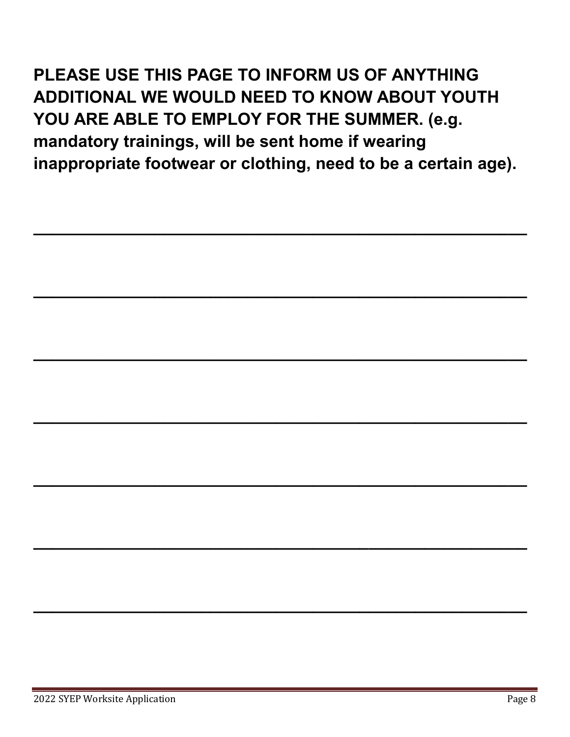**PLEASE USE THIS PAGE TO INFORM US OF ANYTHING ADDITIONAL WE WOULD NEED TO KNOW ABOUT YOUTH YOU ARE ABLE TO EMPLOY FOR THE SUMMER. (e.g. mandatory trainings, will be sent home if wearing inappropriate footwear or clothing, need to be a certain age).**

\_\_\_\_\_\_\_\_\_\_\_\_\_\_\_\_\_\_\_\_\_\_\_\_\_\_\_\_\_\_\_\_\_\_\_\_\_\_\_\_\_\_\_\_\_\_\_\_

\_\_\_\_\_\_\_\_\_\_\_\_\_\_\_\_\_\_\_\_\_\_\_\_\_\_\_\_\_\_\_\_\_\_\_\_\_\_\_\_\_\_\_\_\_\_\_\_

\_\_\_\_\_\_\_\_\_\_\_\_\_\_\_\_\_\_\_\_\_\_\_\_\_\_\_\_\_\_\_\_\_\_\_\_\_\_\_\_\_\_\_\_\_\_\_\_

\_\_\_\_\_\_\_\_\_\_\_\_\_\_\_\_\_\_\_\_\_\_\_\_\_\_\_\_\_\_\_\_\_\_\_\_\_\_\_\_\_\_\_\_\_\_\_\_

\_\_\_\_\_\_\_\_\_\_\_\_\_\_\_\_\_\_\_\_\_\_\_\_\_\_\_\_\_\_\_\_\_\_\_\_\_\_\_\_\_\_\_\_\_\_\_\_

\_\_\_\_\_\_\_\_\_\_\_\_\_\_\_\_\_\_\_\_\_\_\_\_\_\_\_\_\_\_\_\_\_\_\_\_\_\_\_\_\_\_\_\_\_\_\_\_

\_\_\_\_\_\_\_\_\_\_\_\_\_\_\_\_\_\_\_\_\_\_\_\_\_\_\_\_\_\_\_\_\_\_\_\_\_\_\_\_\_\_\_\_\_\_\_\_